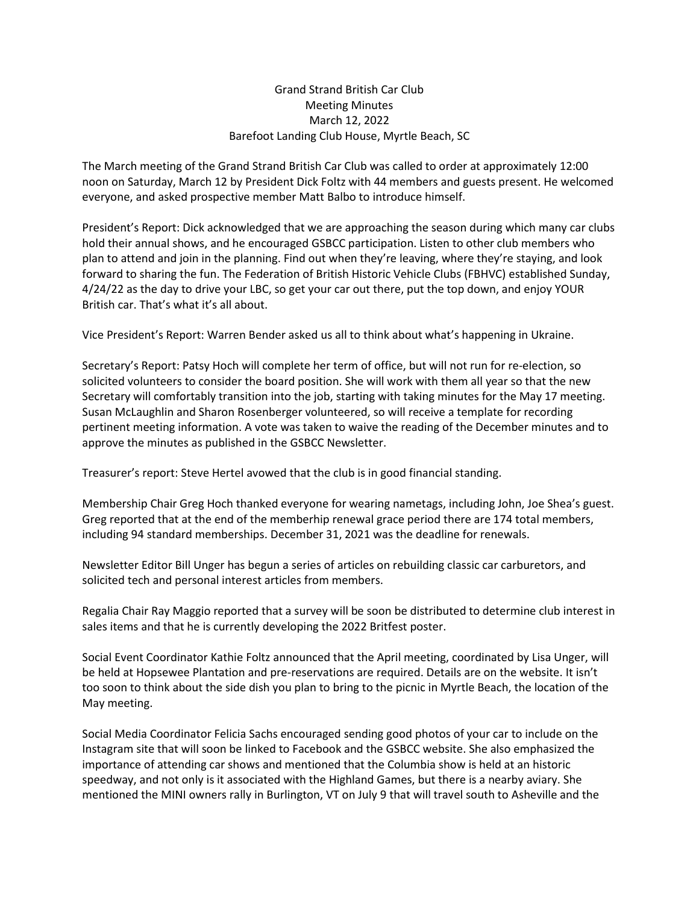# Grand Strand British Car Club
## Meeting Minutes
### March 12, 2022
### Barefoot Landing Club House, Myrtle Beach, SC

The March meeting of the Grand Strand British Car Club was called to order at approximately 12:00 noon on Saturday, March 12 by President Dick Foltz with 44 members and guests present. He welcomed everyone, and asked prospective member Matt Balbo to introduce himself.

President's Report: Dick acknowledged that we are approaching the season during which many car clubs hold their annual shows, and he encouraged GSBCC participation. Listen to other club members who plan to attend and join in the planning. Find out when they're leaving, where they're staying, and look forward to sharing the fun. The Federation of British Historic Vehicle Clubs (FBHVC) established Sunday, 4/24/22 as the day to drive your LBC, so get your car out there, put the top down, and enjoy YOUR British car. That's what it's all about.

Vice President's Report: Warren Bender asked us all to think about what's happening in Ukraine.

Secretary's Report: Patsy Hoch will complete her term of office, but will not run for re-election, so solicited volunteers to consider the board position. She will work with them all year so that the new Secretary will comfortably transition into the job, starting with taking minutes for the May 17 meeting. Susan McLaughlin and Sharon Rosenberger volunteered, so will receive a template for recording pertinent meeting information. A vote was taken to waive the reading of the December minutes and to approve the minutes as published in the GSBCC Newsletter.

Treasurer's report: Steve Hertel avowed that the club is in good financial standing.

Membership Chair Greg Hoch thanked everyone for wearing nametags, including John, Joe Shea's guest. Greg reported that at the end of the memberhip renewal grace period there are 174 total members, including 94 standard memberships. December 31, 2021 was the deadline for renewals.

Newsletter Editor Bill Unger has begun a series of articles on rebuilding classic car carburetors, and solicited tech and personal interest articles from members.

Regalia Chair Ray Maggio reported that a survey will be soon be distributed to determine club interest in sales items and that he is currently developing the 2022 Britfest poster.

Social Event Coordinator Kathie Foltz announced that the April meeting, coordinated by Lisa Unger, will be held at Hopsewee Plantation and pre-reservations are required. Details are on the website. It isn't too soon to think about the side dish you plan to bring to the picnic in Myrtle Beach, the location of the May meeting.

Social Media Coordinator Felicia Sachs encouraged sending good photos of your car to include on the Instagram site that will soon be linked to Facebook and the GSBCC website. She also emphasized the importance of attending car shows and mentioned that the Columbia show is held at an historic speedway, and not only is it associated with the Highland Games, but there is a nearby aviary. She mentioned the MINI owners rally in Burlington, VT on July 9 that will travel south to Asheville and the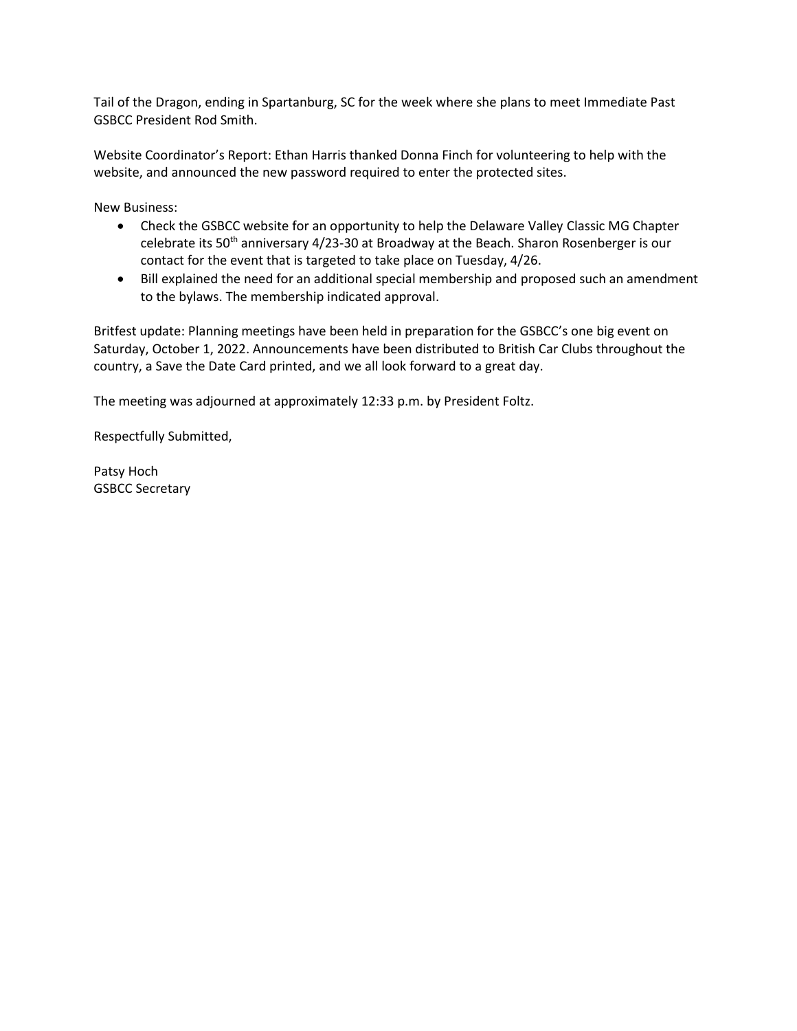Tail of the Dragon, ending in Spartanburg, SC for the week where she plans to meet Immediate Past GSBCC President Rod Smith.

Website Coordinator's Report: Ethan Harris thanked Donna Finch for volunteering to help with the website, and announced the new password required to enter the protected sites.

New Business:

- Check the GSBCC website for an opportunity to help the Delaware Valley Classic MG Chapter celebrate its 50th anniversary 4/23-30 at Broadway at the Beach. Sharon Rosenberger is our contact for the event that is targeted to take place on Tuesday, 4/26.
- Bill explained the need for an additional special membership and proposed such an amendment to the bylaws. The membership indicated approval.

Britfest update: Planning meetings have been held in preparation for the GSBCC's one big event on Saturday, October 1, 2022. Announcements have been distributed to British Car Clubs throughout the country, a Save the Date Card printed, and we all look forward to a great day.

The meeting was adjourned at approximately 12:33 p.m. by President Foltz.

Respectfully Submitted,

Patsy Hoch
GSBCC Secretary